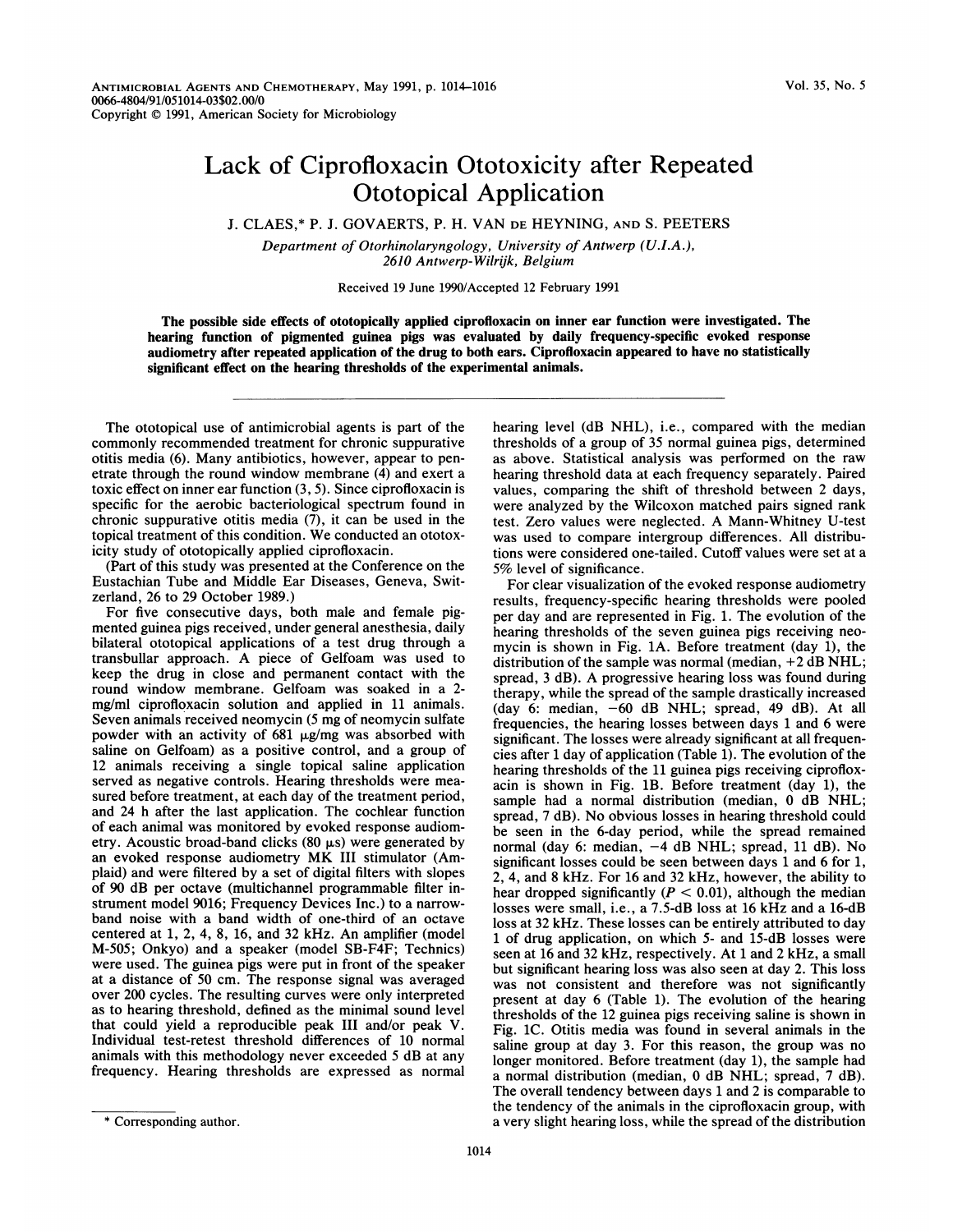Copyright © 1991, American Society for Microbiology

# Lack of Ciprofloxacin Ototoxicity after Repeated Ototopical Application

J. CLAES,* P. J. GOVAERTS, P. H. VAN DE HEYNING, AND S. PEETERS

*Department of Otorhinolaryngology, University of Antwerp (U.I.A.), 2610 Antwerp-Wilrijk, Belgium*

Received 19 June 1990/Accepted 12 February 1991

**The possible side effects of ototopically applied ciprofloxacin on inner ear function were investigated. The hearing function of pigmented guinea pigs was evaluated by daily frequency-specific evoked response audiometry after repeated application of the drug to both ears. Ciprofloxacin appeared to have no statistically significant effect on the hearing thresholds of the experimental animals.**

The ototopical use of antimicrobial agents is part of the commonly recommended treatment for chronic suppurative otitis media (6). Many antibiotics, however, appear to penetrate through the round window membrane (4) and exert a toxic effect on inner ear function (3, 5). Since ciprofloxacin is specific for the aerobic bacteriological spectrum found in chronic suppurative otitis media (7), it can be used in the topical treatment of this condition. We conducted an ototoxicity study of ototopically applied ciprofloxacin.

(Part of this study was presented at the Conference on the Eustachian Tube and Middle Ear Diseases, Geneva, Switzerland, 26 to 29 October 1989.)

For five consecutive days, both male and female pigmented guinea pigs received, under general anesthesia, daily bilateral ototopical applications of a test drug through a transbullar approach. A piece of Gelfoam was used to keep the drug in close and permanent contact with the round window membrane. Gelfoam was soaked in a 2-mg/ml ciprofloxacin solution and applied in 11 animals. Seven animals received neomycin (5 mg of neomycin sulfate powder with an activity of 681 μg/mg was absorbed with saline on Gelfoam) as a positive control, and a group of 12 animals receiving a single topical saline application served as negative controls. Hearing thresholds were measured before treatment, at each day of the treatment period, and 24 h after the last application. The cochlear function of each animal was monitored by evoked response audiometry. Acoustic broad-band clicks (80 μs) were generated by an evoked response audiometry MK III stimulator (Amplaid) and were filtered by a set of digital filters with slopes of 90 dB per octave (multichannel programmable filter instrument model 9016; Frequency Devices Inc.) to a narrow-band noise with a band width of one-third of an octave centered at 1, 2, 4, 8, 16, and 32 kHz. An amplifier (model M-505; Onkyo) and a speaker (model SB-F4F; Technics) were used. The guinea pigs were put in front of the speaker at a distance of 50 cm. The response signal was averaged over 200 cycles. The resulting curves were only interpreted as to hearing threshold, defined as the minimal sound level that could yield a reproducible peak III and/or peak V. Individual test-retest threshold differences of 10 normal animals with this methodology never exceeded 5 dB at any frequency. Hearing thresholds are expressed as normal hearing level (dB NHL), i.e., compared with the median thresholds of a group of 35 normal guinea pigs, determined as above. Statistical analysis was performed on the raw hearing threshold data at each frequency separately. Paired values, comparing the shift of threshold between 2 days, were analyzed by the Wilcoxon matched pairs signed rank test. Zero values were neglected. A Mann-Whitney U-test was used to compare intergroup differences. All distributions were considered one-tailed. Cutoff values were set at a 5% level of significance.

For clear visualization of the evoked response audiometry results, frequency-specific hearing thresholds were pooled per day and are represented in Fig. 1. The evolution of the hearing thresholds of the seven guinea pigs receiving neomycin is shown in Fig. 1A. Before treatment (day 1), the distribution of the sample was normal (median, +2 dB NHL; spread, 3 dB). A progressive hearing loss was found during therapy, while the spread of the sample drastically increased (day 6: median, −60 dB NHL; spread, 49 dB). At all frequencies, the hearing losses between days 1 and 6 were significant. The losses were already significant at all frequencies after 1 day of application (Table 1). The evolution of the hearing thresholds of the 11 guinea pigs receiving ciprofloxacin is shown in Fig. 1B. Before treatment (day 1), the sample had a normal distribution (median, 0 dB NHL; spread, 7 dB). No obvious losses in hearing threshold could be seen in the 6-day period, while the spread remained normal (day 6: median, −4 dB NHL; spread, 11 dB). No significant losses could be seen between days 1 and 6 for 1, 2, 4, and 8 kHz. For 16 and 32 kHz, however, the ability to hear dropped significantly ($P < 0.01$), although the median losses were small, i.e., a 7.5-dB loss at 16 kHz and a 16-dB loss at 32 kHz. These losses can be entirely attributed to day 1 of drug application, on which 5- and 15-dB losses were seen at 16 and 32 kHz, respectively. At 1 and 2 kHz, a small but significant hearing loss was also seen at day 2. This loss was not consistent and therefore was not significantly present at day 6 (Table 1). The evolution of the hearing thresholds of the 12 guinea pigs receiving saline is shown in Fig. 1C. Otitis media was found in several animals in the saline group at day 3. For this reason, the group was no longer monitored. Before treatment (day 1), the sample had a normal distribution (median, 0 dB NHL; spread, 7 dB). The overall tendency between days 1 and 2 is comparable to the tendency of the animals in the ciprofloxacin group, with a very slight hearing loss, while the spread of the distribution

\* Corresponding author.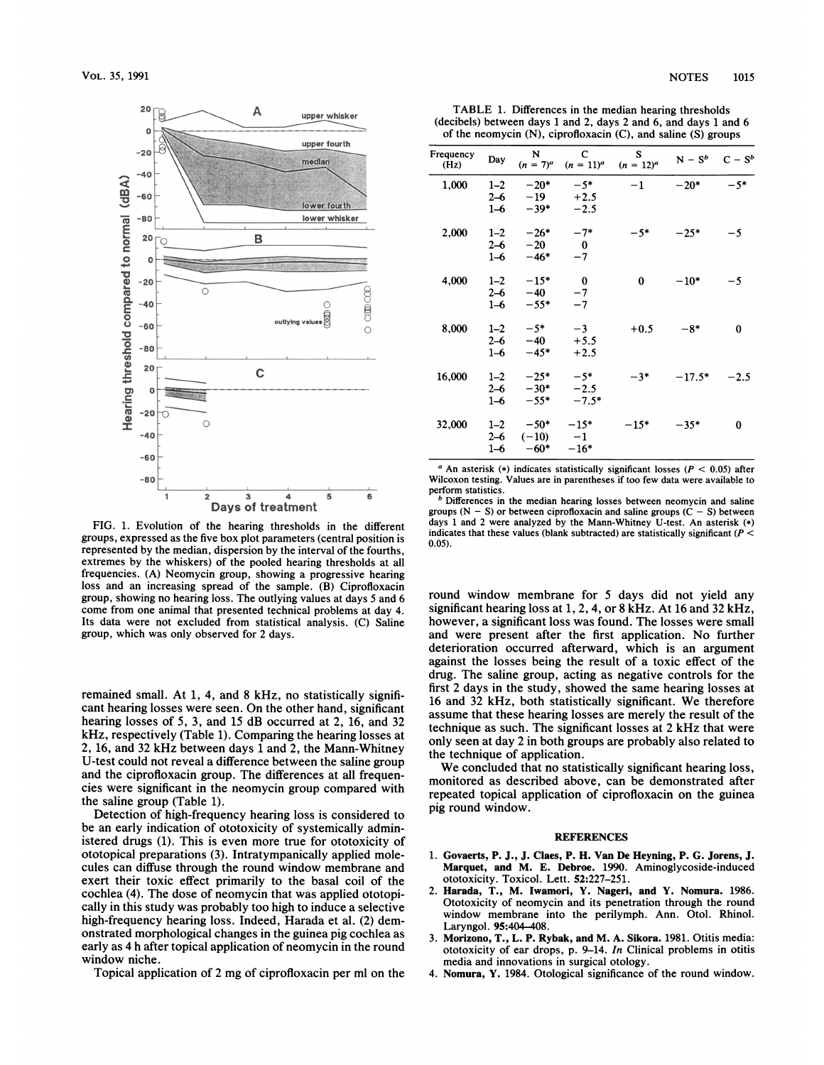FIG. 1. Evolution of the hearing thresholds in the different groups, expressed as the five box plot parameters (central position is represented by the median, dispersion by the interval of the fourths, extremes by the whiskers) of the pooled hearing thresholds at all frequencies. (A) Neomycin group, showing a progressive hearing loss and an increasing spread of the sample. (B) Ciprofloxacin group, showing no hearing loss. The outlying values at days 5 and 6 come from one animal that presented technical problems at day 4. Its data were not excluded from statistical analysis. (C) Saline group, which was only observed for 2 days.

TABLE 1. Differences in the median hearing thresholds (decibels) between days 1 and 2, days 2 and 6, and days 1 and 6 of the neomycin (N), ciprofloxacin (C), and saline (S) groups

| Frequency (Hz) | Day | N ($n = 7$)[a] | C ($n = 11$)[a] | S ($n = 12$)[a] | N − S[b] | C − S[b] |
|---|---|---|---|---|---|---|
| 1,000 | 1–2 | −20* | −5* | −1 | −20* | −5* |
| | 2–6 | −19 | +2.5 | | | |
| | 1–6 | −39* | −2.5 | | | |
| 2,000 | 1–2 | −26* | −7* | −5* | −25* | −5 |
| | 2–6 | −20 | 0 | | | |
| | 1–6 | −46* | −7 | | | |
| 4,000 | 1–2 | −15* | 0 | 0 | −10* | −5 |
| | 2–6 | −40 | −7 | | | |
| | 1–6 | −55* | −7 | | | |
| 8,000 | 1–2 | −5* | −3 | +0.5 | −8* | 0 |
| | 2–6 | −40 | +5.5 | | | |
| | 1–6 | −45* | +2.5 | | | |
| 16,000 | 1–2 | −25* | −5* | −3* | −17.5* | −2.5 |
| | 2–6 | −30* | −2.5 | | | |
| | 1–6 | −55* | −7.5* | | | |
| 32,000 | 1–2 | −50* | −15* | −15* | −35* | 0 |
| | 2–6 | (−10) | −1 | | | |
| | 1–6 | −60* | −16* | | | |

[a] An asterisk (*) indicates statistically significant losses ($P < 0.05$) after Wilcoxon testing. Values are in parentheses if too few data were available to perform statistics.

[b] Differences in the median hearing losses between neomycin and saline groups (N − S) or between ciprofloxacin and saline groups (C − S) between days 1 and 2 were analyzed by the Mann-Whitney U-test. An asterisk (*) indicates that these values (blank subtracted) are statistically significant ($P < 0.05$).

remained small. At 1, 4, and 8 kHz, no statistically significant hearing losses were seen. On the other hand, significant hearing losses of 5, 3, and 15 dB occurred at 2, 16, and 32 kHz, respectively (Table 1). Comparing the hearing losses at 2, 16, and 32 kHz between days 1 and 2, the Mann-Whitney U-test could not reveal a difference between the saline group and the ciprofloxacin group. The differences at all frequencies were significant in the neomycin group compared with the saline group (Table 1).

Detection of high-frequency hearing loss is considered to be an early indication of ototoxicity of systemically administered drugs (1). This is even more true for ototoxicity of ototopical preparations (3). Intratympanically applied molecules can diffuse through the round window membrane and exert their toxic effect primarily to the basal coil of the cochlea (4). The dose of neomycin that was applied ototopically in this study was probably too high to induce a selective high-frequency hearing loss. Indeed, Harada et al. (2) demonstrated morphological changes in the guinea pig cochlea as early as 4 h after topical application of neomycin in the round window niche.

Topical application of 2 mg of ciprofloxacin per ml on the round window membrane for 5 days did not yield any significant hearing loss at 1, 2, 4, or 8 kHz. At 16 and 32 kHz, however, a significant loss was found. The losses were small and were present after the first application. No further deterioration occurred afterward, which is an argument against the losses being the result of a toxic effect of the drug. The saline group, acting as negative controls for the first 2 days in the study, showed the same hearing losses at 16 and 32 kHz, both statistically significant. We therefore assume that these hearing losses are merely the result of the technique as such. The significant losses at 2 kHz that were only seen at day 2 in both groups are probably also related to the technique of application.

We concluded that no statistically significant hearing loss, monitored as described above, can be demonstrated after repeated topical application of ciprofloxacin on the guinea pig round window.

## REFERENCES

1. **Govaerts, P. J., J. Claes, P. H. Van De Heyning, P. G. Jorens, J. Marquet, and M. E. Debroe.** 1990. Aminoglycoside-induced ototoxicity. Toxicol. Lett. **52:**227–251.
2. **Harada, T., M. Iwamori, Y. Nageri, and Y. Nomura.** 1986. Ototoxicity of neomycin and its penetration through the round window membrane into the perilymph. Ann. Otol. Rhinol. Laryngol. **95:**404–408.
3. **Morizono, T., L. P. Rybak, and M. A. Sikora.** 1981. Otitis media: ototoxicity of ear drops, p. 9–14. *In* Clinical problems in otitis media and innovations in surgical otology.
4. **Nomura, Y.** 1984. Otological significance of the round window.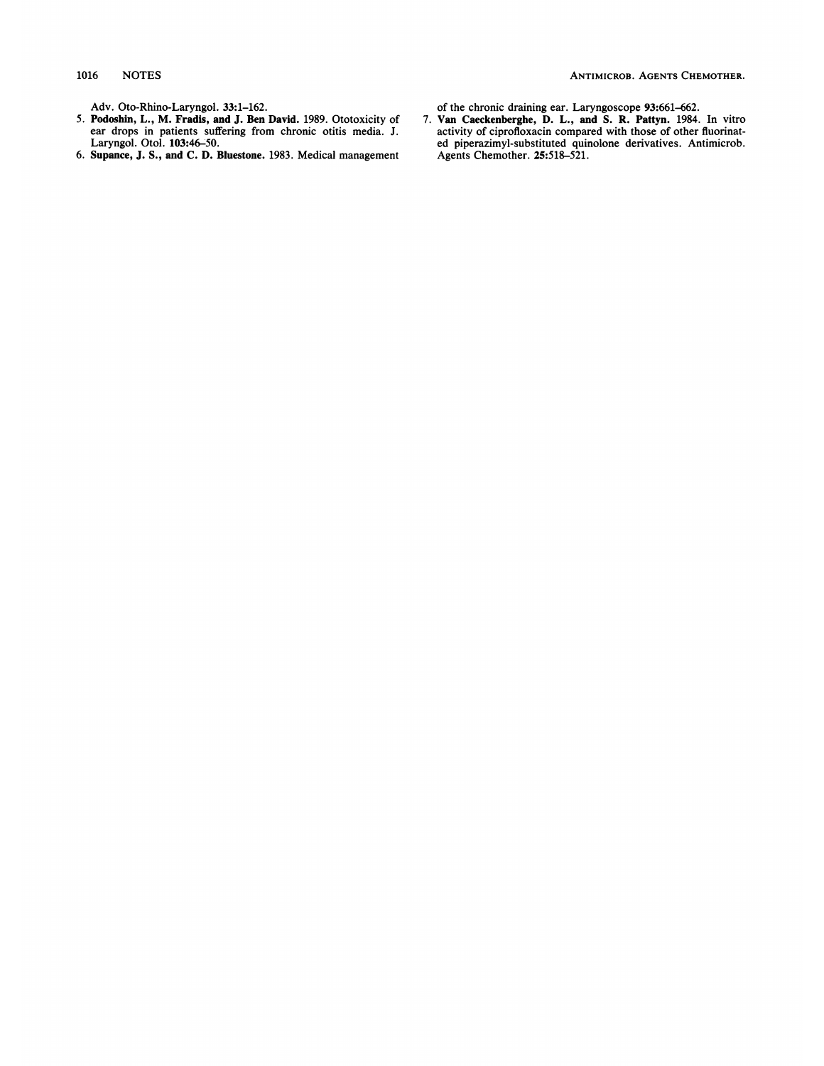Adv. Oto-Rhino-Laryngol. **33:**1–162.

5. **Podoshin, L., M. Fradis, and J. Ben David.** 1989. Ototoxicity of ear drops in patients suffering from chronic otitis media. J. Laryngol. Otol. **103:**46–50.
6. **Supance, J. S., and C. D. Bluestone.** 1983. Medical management of the chronic draining ear. Laryngoscope **93:**661–662.
7. **Van Caeckenberghe, D. L., and S. R. Pattyn.** 1984. In vitro activity of ciprofloxacin compared with those of other fluorinated piperazimyl-substituted quinolone derivatives. Antimicrob. Agents Chemother. **25:**518–521.